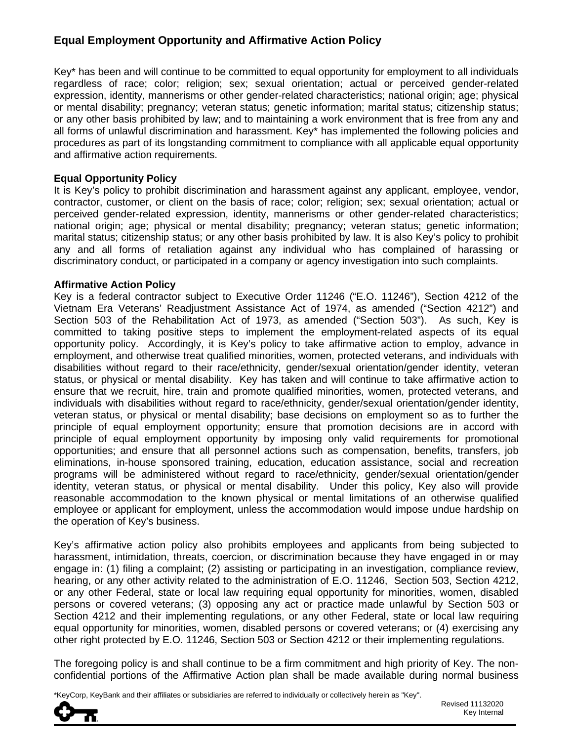## Equal Employment Opportunity and Affirmative Action Policy

Key* has been and will continue to be committed to equal opportunity for employment to all individuals regardless of race; color; religion; sex; sexual orientation; actual or perceived gender-related expression, identity, mannerisms or other gender-related characteristics; national origin; age; physical or mental disability; pregnancy; veteran status; genetic information; marital status; citizenship status; or any other basis prohibited by law; and to maintaining a work environment that is free from any and all forms of unlawful discrimination and harassment. Key* has implemented the following policies and procedures as part of its longstanding commitment to compliance with all applicable equal opportunity and affirmative action requirements.

### Equal Opportunity Policy

It is Key's policy to prohibit discrimination and harassment against any applicant, employee, vendor, contractor, customer, or client on the basis of race; color; religion; sex; sexual orientation; actual or perceived gender-related expression, identity, mannerisms or other gender-related characteristics; national origin; age; physical or mental disability; pregnancy; veteran status; genetic information; marital status; citizenship status; or any other basis prohibited by law. It is also Key's policy to prohibit any and all forms of retaliation against any individual who has complained of harassing or discriminatory conduct, or participated in a company or agency investigation into such complaints.

### Affirmative Action Policy

Key is a federal contractor subject to Executive Order 11246 ("E.O. 11246"), Section 4212 of the Vietnam Era Veterans' Readjustment Assistance Act of 1974, as amended ("Section 4212") and Section 503 of the Rehabilitation Act of 1973, as amended ("Section 503"). As such, Key is committed to taking positive steps to implement the employment-related aspects of its equal opportunity policy. Accordingly, it is Key's policy to take affirmative action to employ, advance in employment, and otherwise treat qualified minorities, women, protected veterans, and individuals with disabilities without regard to their race/ethnicity, gender/sexual orientation/gender identity, veteran status, or physical or mental disability. Key has taken and will continue to take affirmative action to ensure that we recruit, hire, train and promote qualified minorities, women, protected veterans, and individuals with disabilities without regard to race/ethnicity, gender/sexual orientation/gender identity, veteran status, or physical or mental disability; base decisions on employment so as to further the principle of equal employment opportunity; ensure that promotion decisions are in accord with principle of equal employment opportunity by imposing only valid requirements for promotional opportunities; and ensure that all personnel actions such as compensation, benefits, transfers, job eliminations, in-house sponsored training, education, education assistance, social and recreation programs will be administered without regard to race/ethnicity, gender/sexual orientation/gender identity, veteran status, or physical or mental disability. Under this policy, Key also will provide reasonable accommodation to the known physical or mental limitations of an otherwise qualified employee or applicant for employment, unless the accommodation would impose undue hardship on the operation of Key's business.

Key's affirmative action policy also prohibits employees and applicants from being subjected to harassment, intimidation, threats, coercion, or discrimination because they have engaged in or may engage in: (1) filing a complaint; (2) assisting or participating in an investigation, compliance review, hearing, or any other activity related to the administration of E.O. 11246, Section 503, Section 4212, or any other Federal, state or local law requiring equal opportunity for minorities, women, disabled persons or covered veterans; (3) opposing any act or practice made unlawful by Section 503 or Section 4212 and their implementing regulations, or any other Federal, state or local law requiring equal opportunity for minorities, women, disabled persons or covered veterans; or (4) exercising any other right protected by E.O. 11246, Section 503 or Section 4212 or their implementing regulations.

The foregoing policy is and shall continue to be a firm commitment and high priority of Key. The non-confidential portions of the Affirmative Action plan shall be made available during normal business

*KeyCorp, KeyBank and their affiliates or subsidiaries are referred to individually or collectively herein as "Key".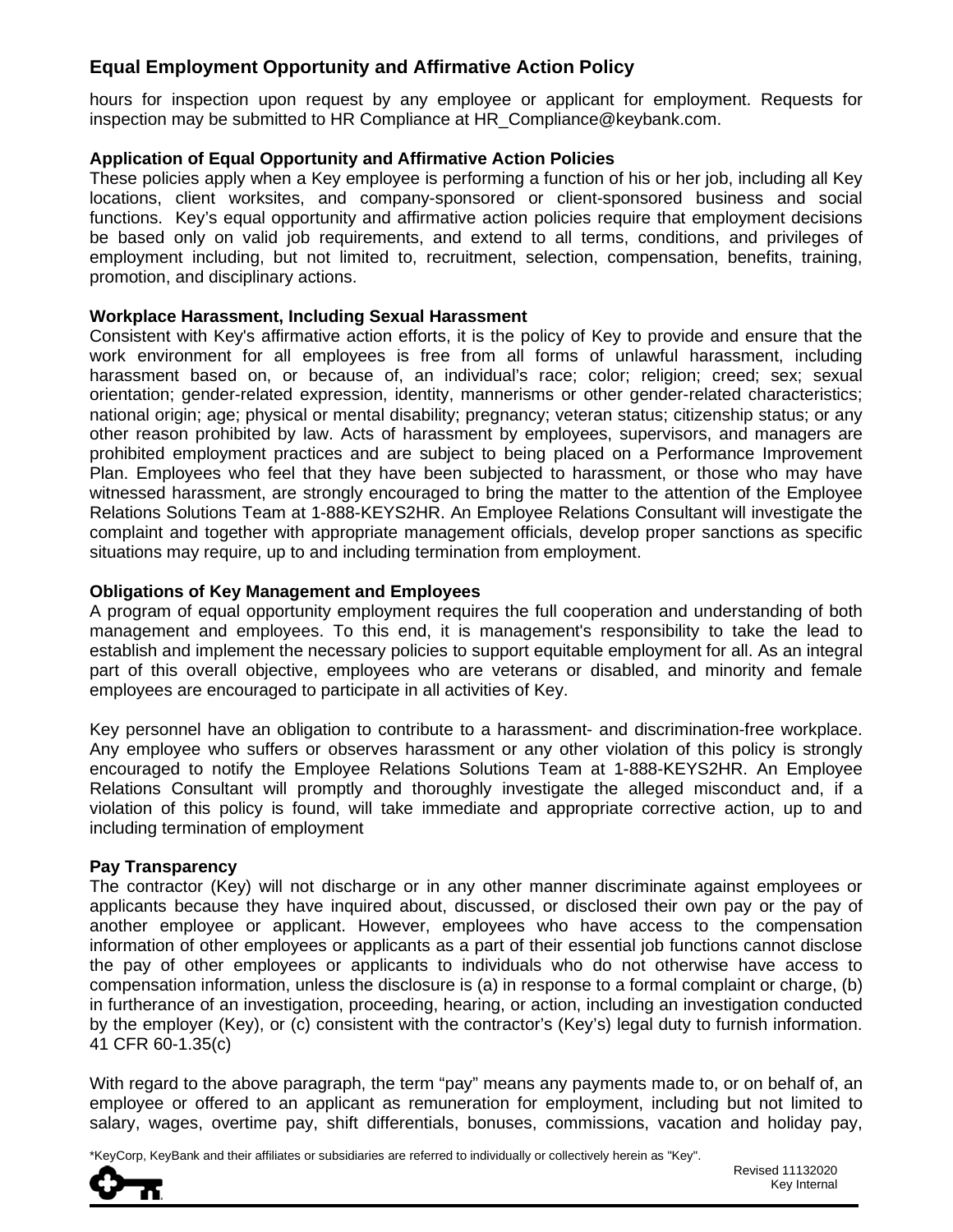hours for inspection upon request by any employee or applicant for employment. Requests for inspection may be submitted to HR Compliance at HR_Compliance@keybank.com.

**Application of Equal Opportunity and Affirmative Action Policies**

These policies apply when a Key employee is performing a function of his or her job, including all Key locations, client worksites, and company-sponsored or client-sponsored business and social functions. Key's equal opportunity and affirmative action policies require that employment decisions be based only on valid job requirements, and extend to all terms, conditions, and privileges of employment including, but not limited to, recruitment, selection, compensation, benefits, training, promotion, and disciplinary actions.

**Workplace Harassment, Including Sexual Harassment**

Consistent with Key's affirmative action efforts, it is the policy of Key to provide and ensure that the work environment for all employees is free from all forms of unlawful harassment, including harassment based on, or because of, an individual's race; color; religion; creed; sex; sexual orientation; gender-related expression, identity, mannerisms or other gender-related characteristics; national origin; age; physical or mental disability; pregnancy; veteran status; citizenship status; or any other reason prohibited by law. Acts of harassment by employees, supervisors, and managers are prohibited employment practices and are subject to being placed on a Performance Improvement Plan. Employees who feel that they have been subjected to harassment, or those who may have witnessed harassment, are strongly encouraged to bring the matter to the attention of the Employee Relations Solutions Team at 1-888-KEYS2HR. An Employee Relations Consultant will investigate the complaint and together with appropriate management officials, develop proper sanctions as specific situations may require, up to and including termination from employment.

**Obligations of Key Management and Employees**

A program of equal opportunity employment requires the full cooperation and understanding of both management and employees. To this end, it is management's responsibility to take the lead to establish and implement the necessary policies to support equitable employment for all. As an integral part of this overall objective, employees who are veterans or disabled, and minority and female employees are encouraged to participate in all activities of Key.

Key personnel have an obligation to contribute to a harassment- and discrimination-free workplace. Any employee who suffers or observes harassment or any other violation of this policy is strongly encouraged to notify the Employee Relations Solutions Team at 1-888-KEYS2HR. An Employee Relations Consultant will promptly and thoroughly investigate the alleged misconduct and, if a violation of this policy is found, will take immediate and appropriate corrective action, up to and including termination of employment

**Pay Transparency**

The contractor (Key) will not discharge or in any other manner discriminate against employees or applicants because they have inquired about, discussed, or disclosed their own pay or the pay of another employee or applicant. However, employees who have access to the compensation information of other employees or applicants as a part of their essential job functions cannot disclose the pay of other employees or applicants to individuals who do not otherwise have access to compensation information, unless the disclosure is (a) in response to a formal complaint or charge, (b) in furtherance of an investigation, proceeding, hearing, or action, including an investigation conducted by the employer (Key), or (c) consistent with the contractor's (Key's) legal duty to furnish information. 41 CFR 60-1.35(c)

With regard to the above paragraph, the term "pay" means any payments made to, or on behalf of, an employee or offered to an applicant as remuneration for employment, including but not limited to salary, wages, overtime pay, shift differentials, bonuses, commissions, vacation and holiday pay,

*KeyCorp, KeyBank and their affiliates or subsidiaries are referred to individually or collectively herein as "Key".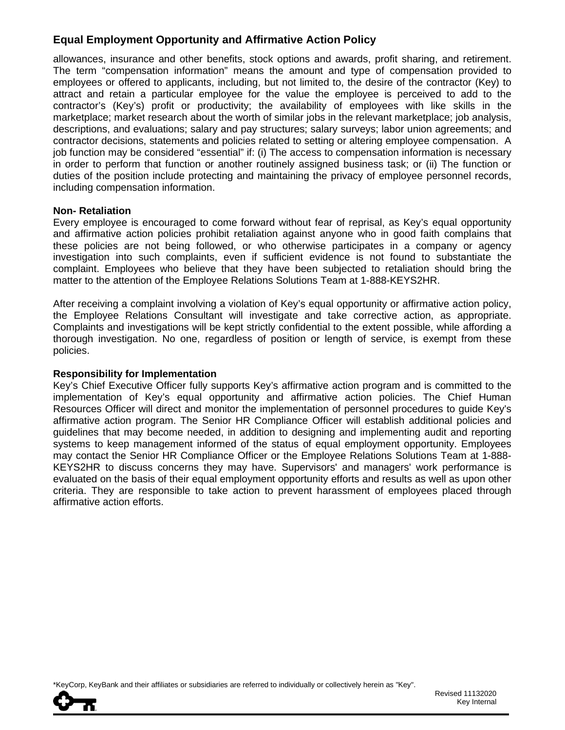allowances, insurance and other benefits, stock options and awards, profit sharing, and retirement. The term "compensation information" means the amount and type of compensation provided to employees or offered to applicants, including, but not limited to, the desire of the contractor (Key) to attract and retain a particular employee for the value the employee is perceived to add to the contractor's (Key's) profit or productivity; the availability of employees with like skills in the marketplace; market research about the worth of similar jobs in the relevant marketplace; job analysis, descriptions, and evaluations; salary and pay structures; salary surveys; labor union agreements; and contractor decisions, statements and policies related to setting or altering employee compensation. A job function may be considered "essential" if: (i) The access to compensation information is necessary in order to perform that function or another routinely assigned business task; or (ii) The function or duties of the position include protecting and maintaining the privacy of employee personnel records, including compensation information.

**Non- Retaliation**

Every employee is encouraged to come forward without fear of reprisal, as Key's equal opportunity and affirmative action policies prohibit retaliation against anyone who in good faith complains that these policies are not being followed, or who otherwise participates in a company or agency investigation into such complaints, even if sufficient evidence is not found to substantiate the complaint. Employees who believe that they have been subjected to retaliation should bring the matter to the attention of the Employee Relations Solutions Team at 1-888-KEYS2HR.

After receiving a complaint involving a violation of Key's equal opportunity or affirmative action policy, the Employee Relations Consultant will investigate and take corrective action, as appropriate. Complaints and investigations will be kept strictly confidential to the extent possible, while affording a thorough investigation. No one, regardless of position or length of service, is exempt from these policies.

**Responsibility for Implementation**

Key's Chief Executive Officer fully supports Key's affirmative action program and is committed to the implementation of Key's equal opportunity and affirmative action policies. The Chief Human Resources Officer will direct and monitor the implementation of personnel procedures to guide Key's affirmative action program. The Senior HR Compliance Officer will establish additional policies and guidelines that may become needed, in addition to designing and implementing audit and reporting systems to keep management informed of the status of equal employment opportunity. Employees may contact the Senior HR Compliance Officer or the Employee Relations Solutions Team at 1-888-KEYS2HR to discuss concerns they may have. Supervisors' and managers' work performance is evaluated on the basis of their equal employment opportunity efforts and results as well as upon other criteria. They are responsible to take action to prevent harassment of employees placed through affirmative action efforts.

*KeyCorp, KeyBank and their affiliates or subsidiaries are referred to individually or collectively herein as "Key".